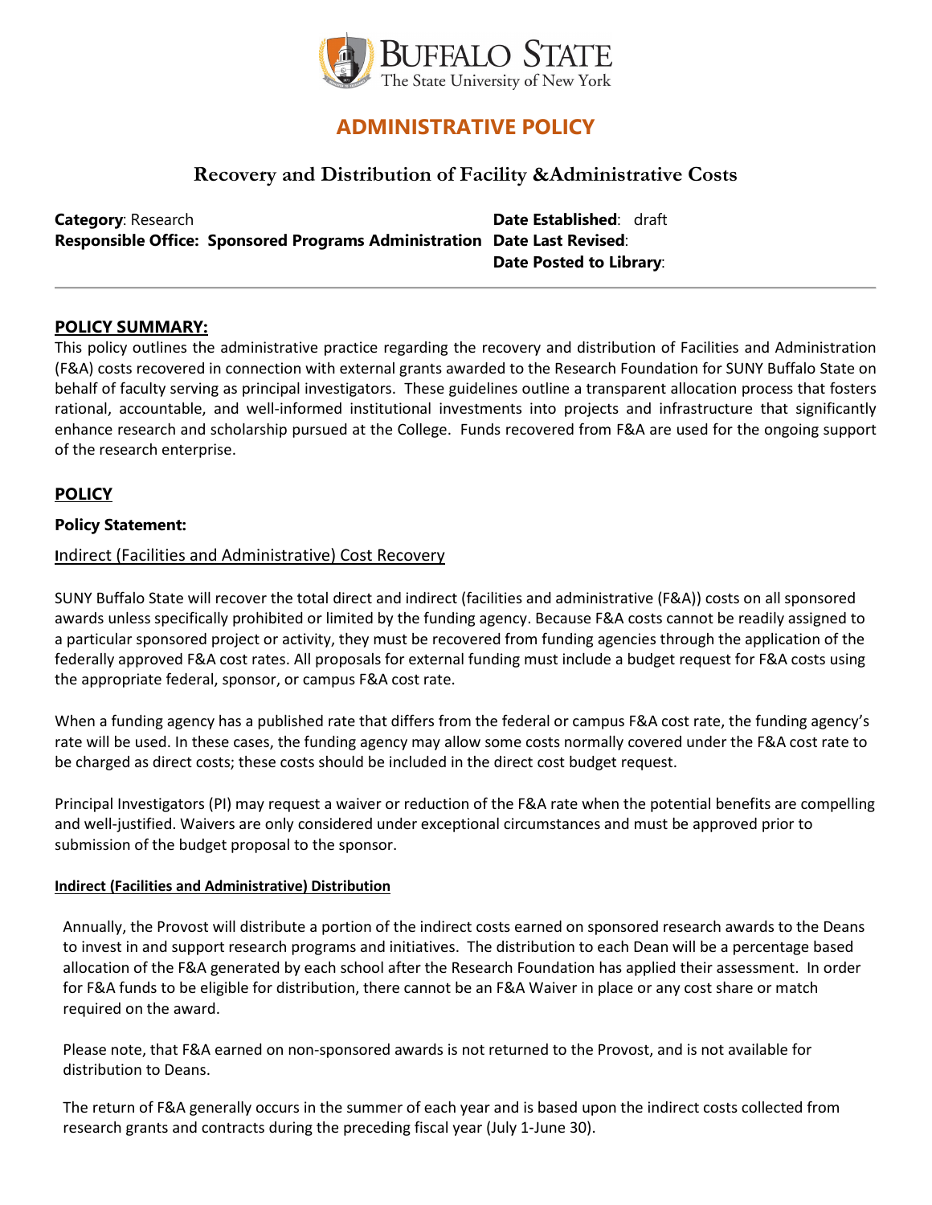# ADMINISTRATIVE POLICY

## Recovery and Distribution of Facility &Administrative Costs

**Category**: Research
**Responsible Office: Sponsored Programs Administration**
**Date Established**: draft
**Date Last Revised**:
**Date Posted to Library**:

---

## POLICY SUMMARY:

This policy outlines the administrative practice regarding the recovery and distribution of Facilities and Administration (F&A) costs recovered in connection with external grants awarded to the Research Foundation for SUNY Buffalo State on behalf of faculty serving as principal investigators. These guidelines outline a transparent allocation process that fosters rational, accountable, and well-informed institutional investments into projects and infrastructure that significantly enhance research and scholarship pursued at the College. Funds recovered from F&A are used for the ongoing support of the research enterprise.

## POLICY

**Policy Statement:**

Indirect (Facilities and Administrative) Cost Recovery

SUNY Buffalo State will recover the total direct and indirect (facilities and administrative (F&A)) costs on all sponsored awards unless specifically prohibited or limited by the funding agency. Because F&A costs cannot be readily assigned to a particular sponsored project or activity, they must be recovered from funding agencies through the application of the federally approved F&A cost rates. All proposals for external funding must include a budget request for F&A costs using the appropriate federal, sponsor, or campus F&A cost rate.

When a funding agency has a published rate that differs from the federal or campus F&A cost rate, the funding agency's rate will be used. In these cases, the funding agency may allow some costs normally covered under the F&A cost rate to be charged as direct costs; these costs should be included in the direct cost budget request.

Principal Investigators (PI) may request a waiver or reduction of the F&A rate when the potential benefits are compelling and well-justified. Waivers are only considered under exceptional circumstances and must be approved prior to submission of the budget proposal to the sponsor.

**Indirect (Facilities and Administrative) Distribution**

Annually, the Provost will distribute a portion of the indirect costs earned on sponsored research awards to the Deans to invest in and support research programs and initiatives. The distribution to each Dean will be a percentage based allocation of the F&A generated by each school after the Research Foundation has applied their assessment. In order for F&A funds to be eligible for distribution, there cannot be an F&A Waiver in place or any cost share or match required on the award.

Please note, that F&A earned on non-sponsored awards is not returned to the Provost, and is not available for distribution to Deans.

The return of F&A generally occurs in the summer of each year and is based upon the indirect costs collected from research grants and contracts during the preceding fiscal year (July 1-June 30).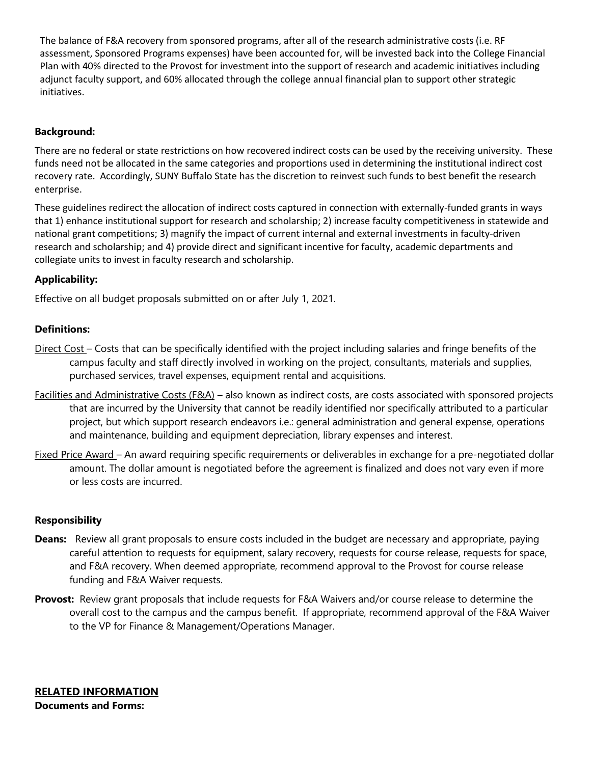The balance of F&A recovery from sponsored programs, after all of the research administrative costs (i.e. RF assessment, Sponsored Programs expenses) have been accounted for, will be invested back into the College Financial Plan with 40% directed to the Provost for investment into the support of research and academic initiatives including adjunct faculty support, and 60% allocated through the college annual financial plan to support other strategic initiatives.

**Background:**

There are no federal or state restrictions on how recovered indirect costs can be used by the receiving university. These funds need not be allocated in the same categories and proportions used in determining the institutional indirect cost recovery rate. Accordingly, SUNY Buffalo State has the discretion to reinvest such funds to best benefit the research enterprise.

These guidelines redirect the allocation of indirect costs captured in connection with externally-funded grants in ways that 1) enhance institutional support for research and scholarship; 2) increase faculty competitiveness in statewide and national grant competitions; 3) magnify the impact of current internal and external investments in faculty-driven research and scholarship; and 4) provide direct and significant incentive for faculty, academic departments and collegiate units to invest in faculty research and scholarship.

**Applicability:**

Effective on all budget proposals submitted on or after July 1, 2021.

**Definitions:**

Direct Cost – Costs that can be specifically identified with the project including salaries and fringe benefits of the campus faculty and staff directly involved in working on the project, consultants, materials and supplies, purchased services, travel expenses, equipment rental and acquisitions.

Facilities and Administrative Costs (F&A) – also known as indirect costs, are costs associated with sponsored projects that are incurred by the University that cannot be readily identified nor specifically attributed to a particular project, but which support research endeavors i.e.: general administration and general expense, operations and maintenance, building and equipment depreciation, library expenses and interest.

Fixed Price Award – An award requiring specific requirements or deliverables in exchange for a pre-negotiated dollar amount. The dollar amount is negotiated before the agreement is finalized and does not vary even if more or less costs are incurred.

**Responsibility**

**Deans:** Review all grant proposals to ensure costs included in the budget are necessary and appropriate, paying careful attention to requests for equipment, salary recovery, requests for course release, requests for space, and F&A recovery. When deemed appropriate, recommend approval to the Provost for course release funding and F&A Waiver requests.

**Provost:** Review grant proposals that include requests for F&A Waivers and/or course release to determine the overall cost to the campus and the campus benefit. If appropriate, recommend approval of the F&A Waiver to the VP for Finance & Management/Operations Manager.

## RELATED INFORMATION

**Documents and Forms:**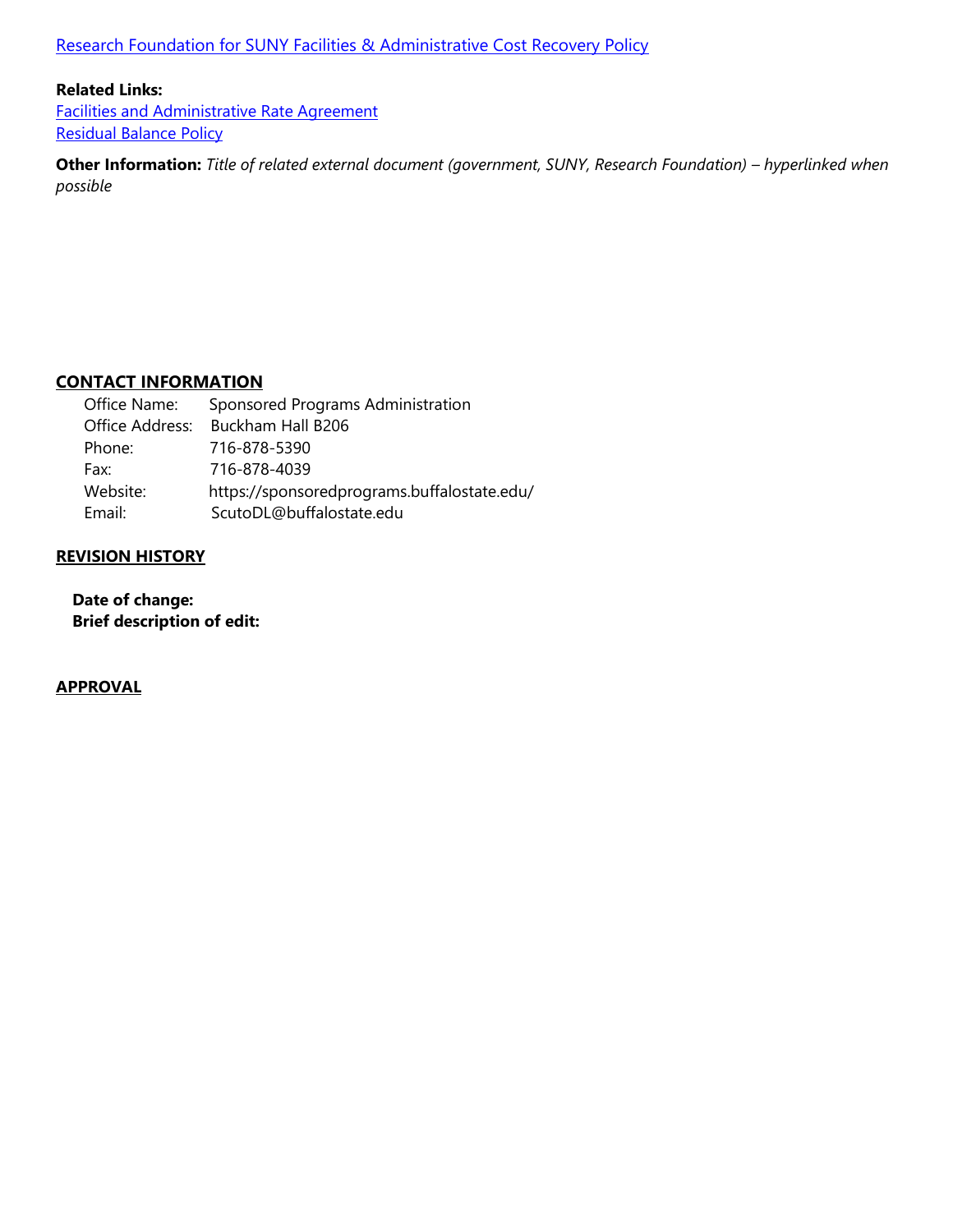[Research Foundation for SUNY Facilities & Administrative Cost Recovery Policy]

**Related Links:**
[Facilities and Administrative Rate Agreement]
[Residual Balance Policy]

**Other Information:** *Title of related external document (government, SUNY, Research Foundation) – hyperlinked when possible*

## CONTACT INFORMATION

| | |
|---|---|
| Office Name: | Sponsored Programs Administration |
| Office Address: | Buckham Hall B206 |
| Phone: | 716-878-5390 |
| Fax: | 716-878-4039 |
| Website: | https://sponsoredprograms.buffalostate.edu/ |
| Email: | ScutoDL@buffalostate.edu |

## REVISION HISTORY

**Date of change:**
**Brief description of edit:**

## APPROVAL